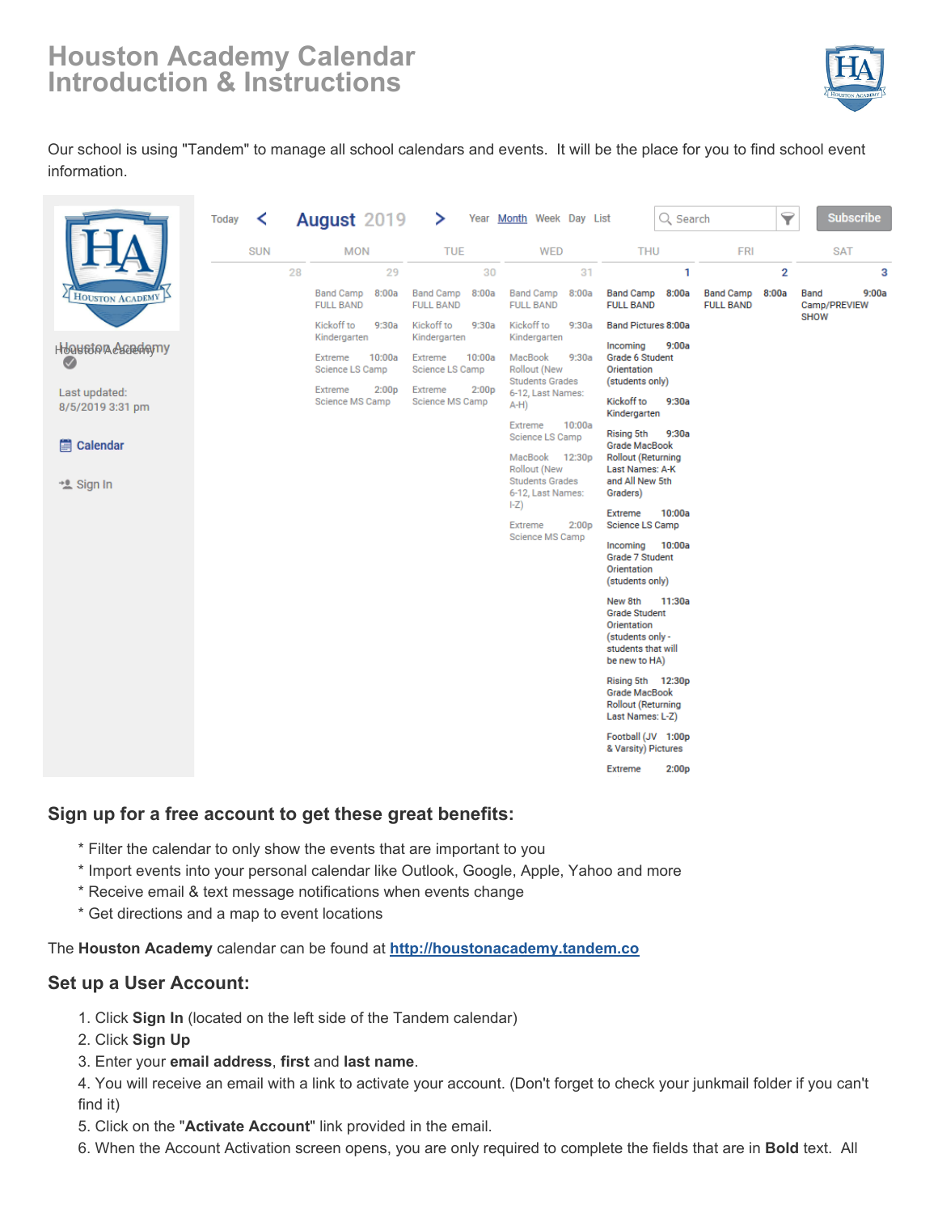# Houston Academy Calendar Introduction & Instructions

Our school is using "Tandem" to manage all school calendars and events. It will be the place for you to find school event information.

Houston Academy

Last updated:
8/5/2019 3:31 pm

Calendar

Sign In

Today < **August** 2019 > Year Month Week Day List | Search | Subscribe

| SUN | MON | TUE | WED | THU | FRI | SAT |
|---|---|---|---|---|---|---|
| 28 | 29 | 30 | 31 | 1 | 2 | 3 |
| | Band Camp FULL BAND 8:00a<br>Kickoff to Kindergarten 9:30a<br>Extreme Science LS Camp 10:00a<br>Extreme Science MS Camp 2:00p | Band Camp FULL BAND 8:00a<br>Kickoff to Kindergarten 9:30a<br>Extreme Science LS Camp 10:00a<br>Extreme Science MS Camp 2:00p | Band Camp FULL BAND 8:00a<br>Kickoff to Kindergarten 9:30a<br>MacBook Rollout (New Students Grades 6-12, Last Names: A-H) 9:30a<br>Extreme Science LS Camp 10:00a<br>MacBook Rollout (New Students Grades 6-12, Last Names: I-Z) 12:30p<br>Extreme Science MS Camp 2:00p | Band Camp FULL BAND 8:00a<br>Band Pictures 8:00a<br>Incoming Grade 6 Student Orientation (students only) 9:00a<br>Kickoff to Kindergarten 9:30a<br>Rising 5th Grade MacBook Rollout (Returning Last Names: A-K and All New 5th Graders) 9:30a<br>Extreme Science LS Camp 10:00a<br>Incoming Grade 7 Student Orientation (students only) 10:00a<br>New 8th Grade Student Orientation (students only - students that will be new to HA) 11:30a<br>Rising 5th Grade MacBook Rollout (Returning Last Names: L-Z) 12:30p<br>Football (JV & Varsity) Pictures 1:00p<br>Extreme 2:00p | Band Camp FULL BAND 8:00a | Band Camp/PREVIEW SHOW 9:00a |

## Sign up for a free account to get these great benefits:

* Filter the calendar to only show the events that are important to you
* Import events into your personal calendar like Outlook, Google, Apple, Yahoo and more
* Receive email & text message notifications when events change
* Get directions and a map to event locations

The **Houston Academy** calendar can be found at **http://houstonacademy.tandem.co**

## Set up a User Account:

1. Click **Sign In** (located on the left side of the Tandem calendar)
2. Click **Sign Up**
3. Enter your **email address**, **first** and **last name**.
4. You will receive an email with a link to activate your account. (Don't forget to check your junkmail folder if you can't find it)
5. Click on the "**Activate Account**" link provided in the email.
6. When the Account Activation screen opens, you are only required to complete the fields that are in **Bold** text. All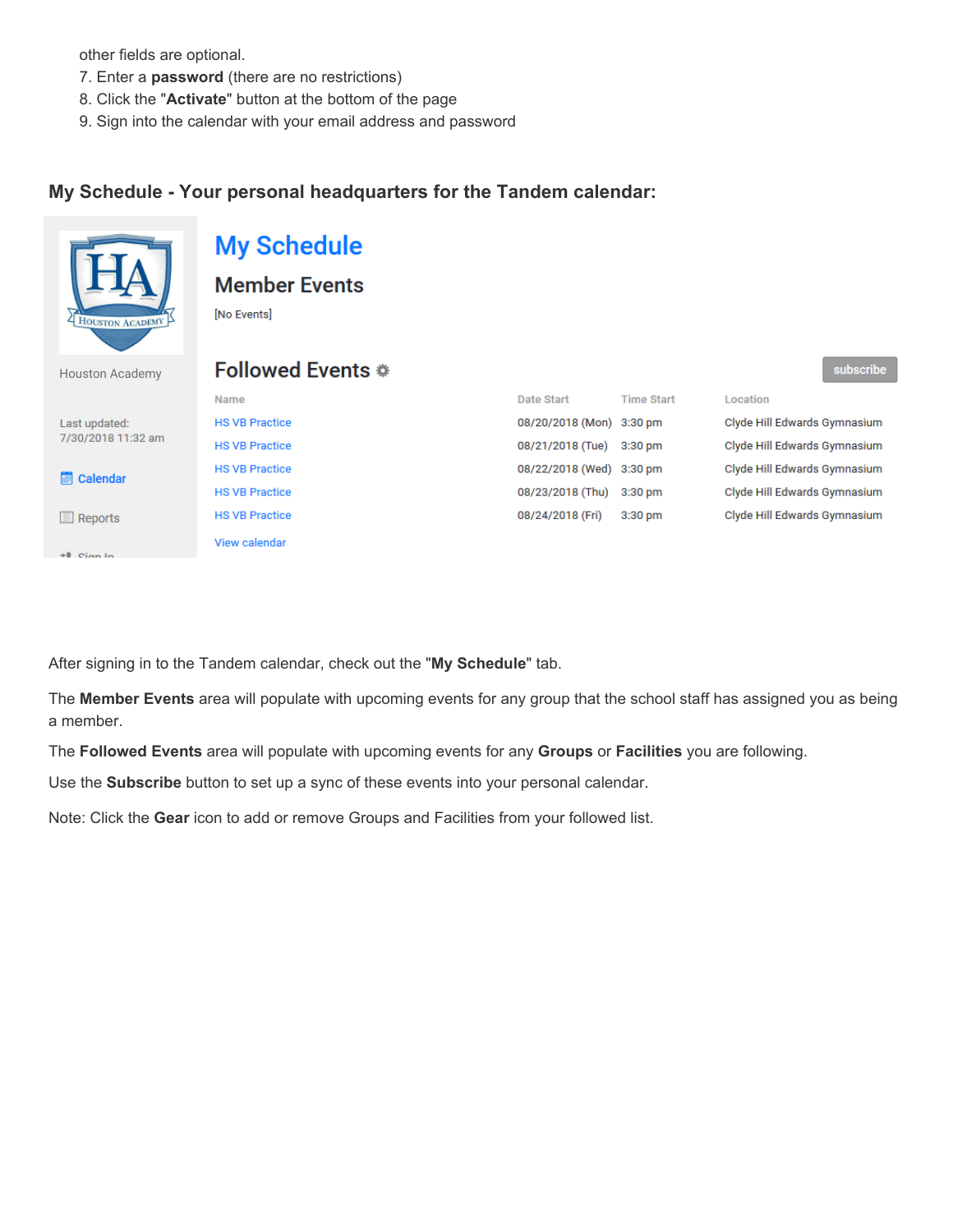other fields are optional.

7. Enter a **password** (there are no restrictions)
8. Click the "**Activate**" button at the bottom of the page
9. Sign into the calendar with your email address and password

## My Schedule - Your personal headquarters for the Tandem calendar:

Houston Academy

Last updated: 7/30/2018 11:32 am

Calendar

Reports

Sign In

# My Schedule

## Member Events

[No Events]

## Followed Events

subscribe

| Name | Date Start | Time Start | Location |
|---|---|---|---|
| HS VB Practice | 08/20/2018 (Mon) | 3:30 pm | Clyde Hill Edwards Gymnasium |
| HS VB Practice | 08/21/2018 (Tue) | 3:30 pm | Clyde Hill Edwards Gymnasium |
| HS VB Practice | 08/22/2018 (Wed) | 3:30 pm | Clyde Hill Edwards Gymnasium |
| HS VB Practice | 08/23/2018 (Thu) | 3:30 pm | Clyde Hill Edwards Gymnasium |
| HS VB Practice | 08/24/2018 (Fri) | 3:30 pm | Clyde Hill Edwards Gymnasium |

View calendar

After signing in to the Tandem calendar, check out the "**My Schedule**" tab.

The **Member Events** area will populate with upcoming events for any group that the school staff has assigned you as being a member.

The **Followed Events** area will populate with upcoming events for any **Groups** or **Facilities** you are following.

Use the **Subscribe** button to set up a sync of these events into your personal calendar.

Note: Click the **Gear** icon to add or remove Groups and Facilities from your followed list.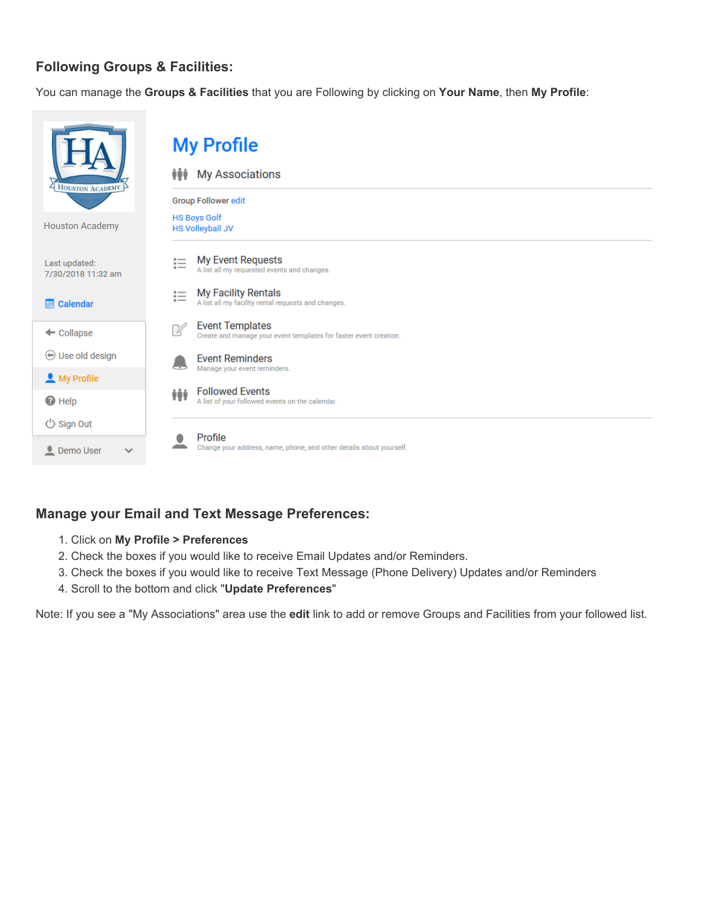## Following Groups & Facilities:

You can manage the **Groups & Facilities** that you are Following by clicking on **Your Name**, then **My Profile**:

Houston Academy

Last updated:
7/30/2018 11:32 am

Calendar

- Collapse
- Use old design
- My Profile
- Help
- Sign Out

Demo User

# My Profile

### My Associations

Group Follower edit

HS Boys Golf
HS Volleyball JV

**My Event Requests**
A list all my requested events and changes.

**My Facility Rentals**
A list all my facility rental requests and changes.

**Event Templates**
Create and manage your event templates for faster event creation.

**Event Reminders**
Manage your event reminders.

**Followed Events**
A list of your followed events on the calendar.

**Profile**
Change your address, name, phone, and other details about yourself.

## Manage your Email and Text Message Preferences:

1. Click on **My Profile > Preferences**
2. Check the boxes if you would like to receive Email Updates and/or Reminders.
3. Check the boxes if you would like to receive Text Message (Phone Delivery) Updates and/or Reminders
4. Scroll to the bottom and click "**Update Preferences**"

Note: If you see a "My Associations" area use the **edit** link to add or remove Groups and Facilities from your followed list.